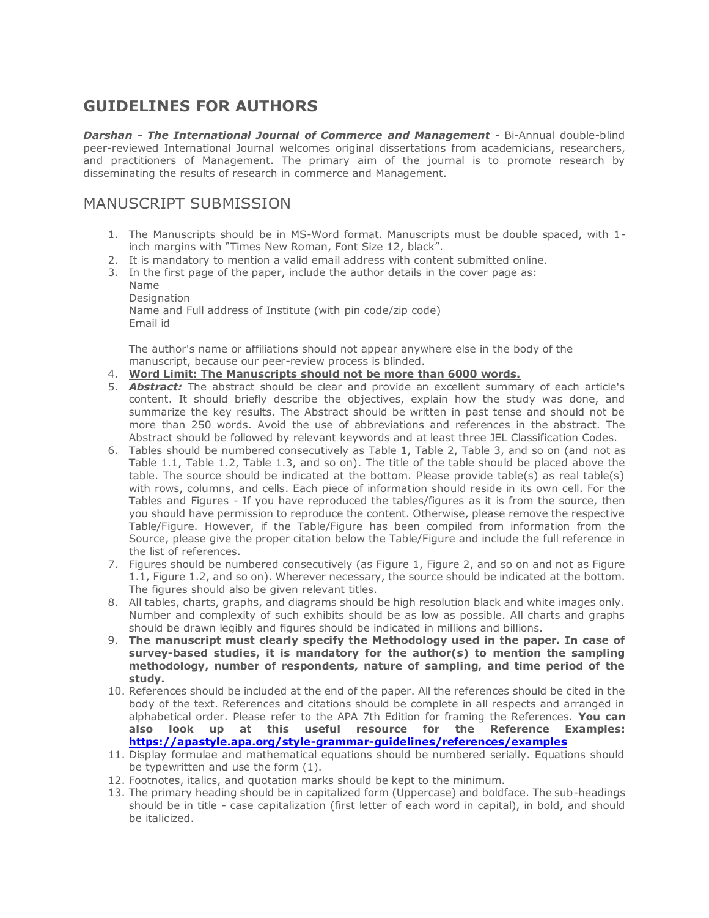## GUIDELINES FOR AUTHORS

***Darshan - The International Journal of Commerce and Management*** - Bi-Annual double-blind peer-reviewed International Journal welcomes original dissertations from academicians, researchers, and practitioners of Management. The primary aim of the journal is to promote research by disseminating the results of research in commerce and Management.

## MANUSCRIPT SUBMISSION

1. The Manuscripts should be in MS-Word format. Manuscripts must be double spaced, with 1-inch margins with "Times New Roman, Font Size 12, black".
2. It is mandatory to mention a valid email address with content submitted online.
3. In the first page of the paper, include the author details in the cover page as:
   Name
   Designation
   Name and Full address of Institute (with pin code/zip code)
   Email id

   The author's name or affiliations should not appear anywhere else in the body of the manuscript, because our peer-review process is blinded.
4. **Word Limit: The Manuscripts should not be more than 6000 words.**
5. ***Abstract:*** The abstract should be clear and provide an excellent summary of each article's content. It should briefly describe the objectives, explain how the study was done, and summarize the key results. The Abstract should be written in past tense and should not be more than 250 words. Avoid the use of abbreviations and references in the abstract. The Abstract should be followed by relevant keywords and at least three JEL Classification Codes.
6. Tables should be numbered consecutively as Table 1, Table 2, Table 3, and so on (and not as Table 1.1, Table 1.2, Table 1.3, and so on). The title of the table should be placed above the table. The source should be indicated at the bottom. Please provide table(s) as real table(s) with rows, columns, and cells. Each piece of information should reside in its own cell. For the Tables and Figures - If you have reproduced the tables/figures as it is from the source, then you should have permission to reproduce the content. Otherwise, please remove the respective Table/Figure. However, if the Table/Figure has been compiled from information from the Source, please give the proper citation below the Table/Figure and include the full reference in the list of references.
7. Figures should be numbered consecutively (as Figure 1, Figure 2, and so on and not as Figure 1.1, Figure 1.2, and so on). Wherever necessary, the source should be indicated at the bottom. The figures should also be given relevant titles.
8. All tables, charts, graphs, and diagrams should be high resolution black and white images only. Number and complexity of such exhibits should be as low as possible. All charts and graphs should be drawn legibly and figures should be indicated in millions and billions.
9. **The manuscript must clearly specify the Methodology used in the paper. In case of survey-based studies, it is mandatory for the author(s) to mention the sampling methodology, number of respondents, nature of sampling, and time period of the study.**
10. References should be included at the end of the paper. All the references should be cited in the body of the text. References and citations should be complete in all respects and arranged in alphabetical order. Please refer to the APA 7th Edition for framing the References. **You can also look up at this useful resource for the Reference Examples: https://apastyle.apa.org/style-grammar-guidelines/references/examples**
11. Display formulae and mathematical equations should be numbered serially. Equations should be typewritten and use the form (1).
12. Footnotes, italics, and quotation marks should be kept to the minimum.
13. The primary heading should be in capitalized form (Uppercase) and boldface. The sub-headings should be in title - case capitalization (first letter of each word in capital), in bold, and should be italicized.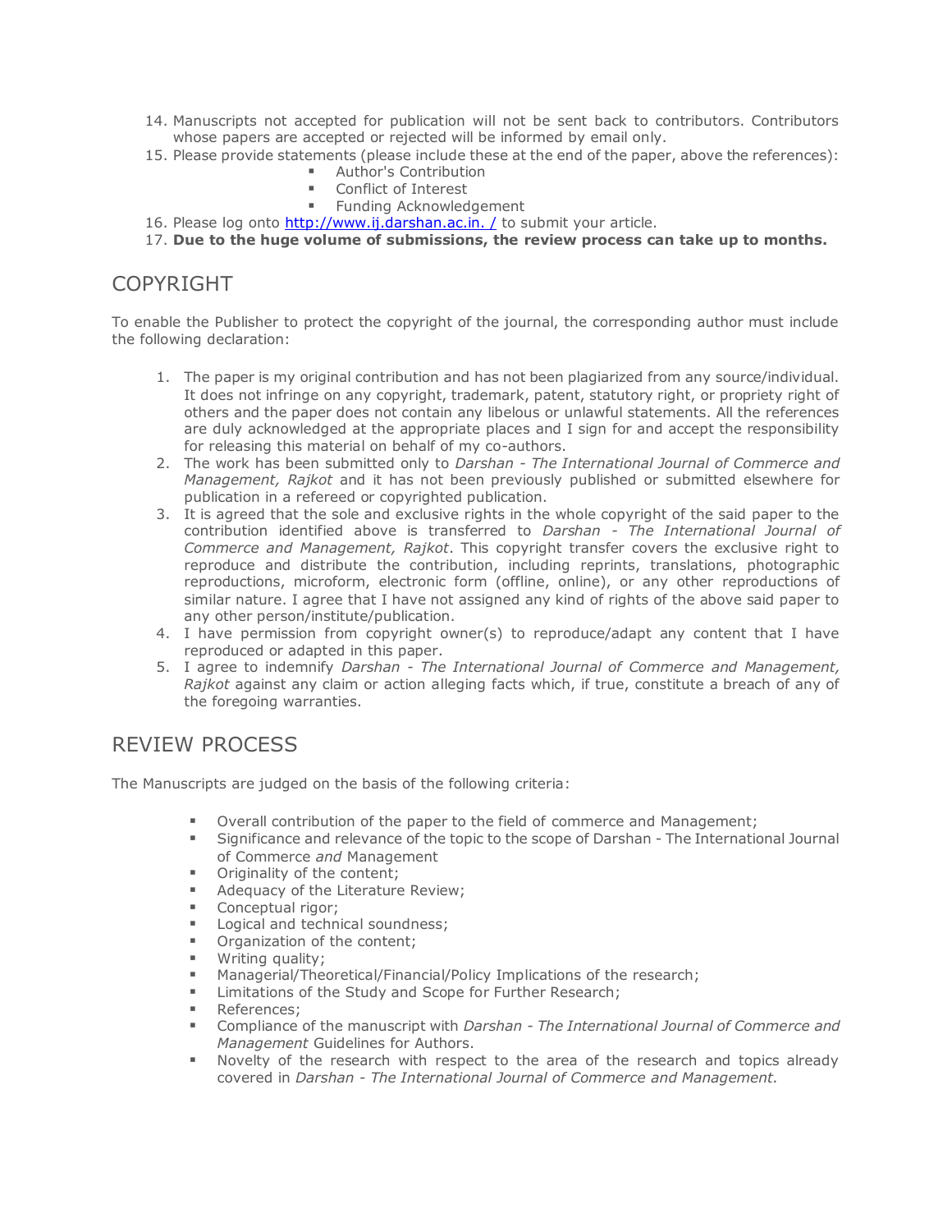14. Manuscripts not accepted for publication will not be sent back to contributors. Contributors whose papers are accepted or rejected will be informed by email only.
15. Please provide statements (please include these at the end of the paper, above the references):
    - Author's Contribution
    - Conflict of Interest
    - Funding Acknowledgement
16. Please log onto [http://www.ij.darshan.ac.in. /](http://www.ij.darshan.ac.in.) to submit your article.
17. **Due to the huge volume of submissions, the review process can take up to months.**

## COPYRIGHT

To enable the Publisher to protect the copyright of the journal, the corresponding author must include the following declaration:

1. The paper is my original contribution and has not been plagiarized from any source/individual. It does not infringe on any copyright, trademark, patent, statutory right, or propriety right of others and the paper does not contain any libelous or unlawful statements. All the references are duly acknowledged at the appropriate places and I sign for and accept the responsibility for releasing this material on behalf of my co-authors.
2. The work has been submitted only to *Darshan - The International Journal of Commerce and Management, Rajkot* and it has not been previously published or submitted elsewhere for publication in a refereed or copyrighted publication.
3. It is agreed that the sole and exclusive rights in the whole copyright of the said paper to the contribution identified above is transferred to *Darshan - The International Journal of Commerce and Management, Rajkot*. This copyright transfer covers the exclusive right to reproduce and distribute the contribution, including reprints, translations, photographic reproductions, microform, electronic form (offline, online), or any other reproductions of similar nature. I agree that I have not assigned any kind of rights of the above said paper to any other person/institute/publication.
4. I have permission from copyright owner(s) to reproduce/adapt any content that I have reproduced or adapted in this paper.
5. I agree to indemnify *Darshan - The International Journal of Commerce and Management, Rajkot* against any claim or action alleging facts which, if true, constitute a breach of any of the foregoing warranties.

## REVIEW PROCESS

The Manuscripts are judged on the basis of the following criteria:

- Overall contribution of the paper to the field of commerce and Management;
- Significance and relevance of the topic to the scope of Darshan - The International Journal of Commerce *and* Management
- Originality of the content;
- Adequacy of the Literature Review;
- Conceptual rigor;
- Logical and technical soundness;
- Organization of the content;
- Writing quality;
- Managerial/Theoretical/Financial/Policy Implications of the research;
- Limitations of the Study and Scope for Further Research;
- References;
- Compliance of the manuscript with *Darshan - The International Journal of Commerce and Management* Guidelines for Authors.
- Novelty of the research with respect to the area of the research and topics already covered in *Darshan - The International Journal of Commerce and Management.*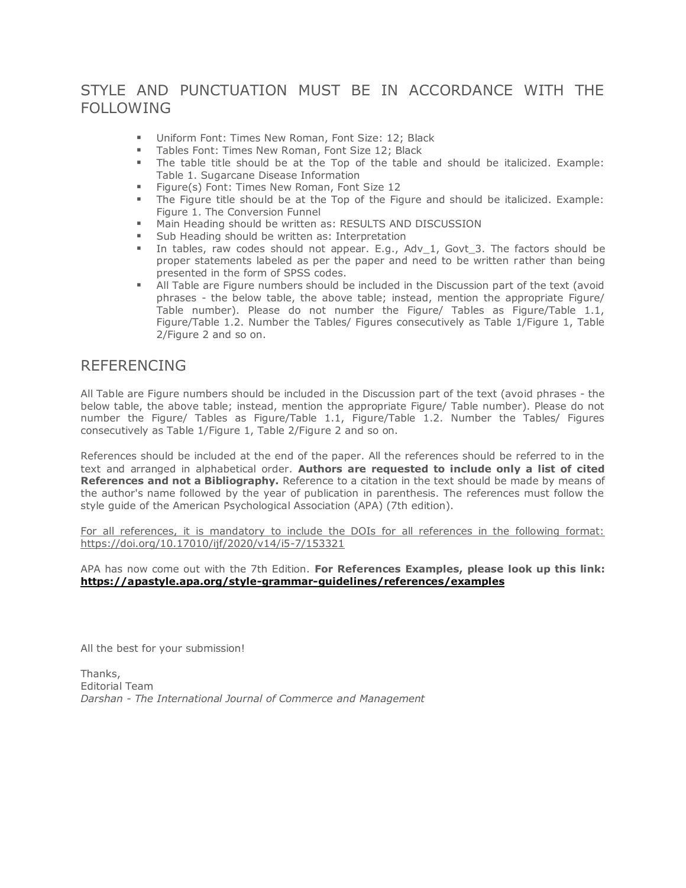## STYLE AND PUNCTUATION MUST BE IN ACCORDANCE WITH THE FOLLOWING

- Uniform Font: Times New Roman, Font Size: 12; Black
- Tables Font: Times New Roman, Font Size 12; Black
- The table title should be at the Top of the table and should be italicized. Example: Table 1. Sugarcane Disease Information
- Figure(s) Font: Times New Roman, Font Size 12
- The Figure title should be at the Top of the Figure and should be italicized. Example: Figure 1. The Conversion Funnel
- Main Heading should be written as: RESULTS AND DISCUSSION
- Sub Heading should be written as: Interpretation
- In tables, raw codes should not appear. E.g., Adv_1, Govt_3. The factors should be proper statements labeled as per the paper and need to be written rather than being presented in the form of SPSS codes.
- All Table are Figure numbers should be included in the Discussion part of the text (avoid phrases - the below table, the above table; instead, mention the appropriate Figure/ Table number). Please do not number the Figure/ Tables as Figure/Table 1.1, Figure/Table 1.2. Number the Tables/ Figures consecutively as Table 1/Figure 1, Table 2/Figure 2 and so on.

## REFERENCING

All Table are Figure numbers should be included in the Discussion part of the text (avoid phrases - the below table, the above table; instead, mention the appropriate Figure/ Table number). Please do not number the Figure/ Tables as Figure/Table 1.1, Figure/Table 1.2. Number the Tables/ Figures consecutively as Table 1/Figure 1, Table 2/Figure 2 and so on.

References should be included at the end of the paper. All the references should be referred to in the text and arranged in alphabetical order. **Authors are requested to include only a list of cited References and not a Bibliography.** Reference to a citation in the text should be made by means of the author's name followed by the year of publication in parenthesis. The references must follow the style guide of the American Psychological Association (APA) (7th edition).

For all references, it is mandatory to include the DOIs for all references in the following format: https://doi.org/10.17010/ijf/2020/v14/i5-7/153321

APA has now come out with the 7th Edition. **For References Examples, please look up this link: https://apastyle.apa.org/style-grammar-guidelines/references/examples**

All the best for your submission!

Thanks,
Editorial Team
*Darshan - The International Journal of Commerce and Management*